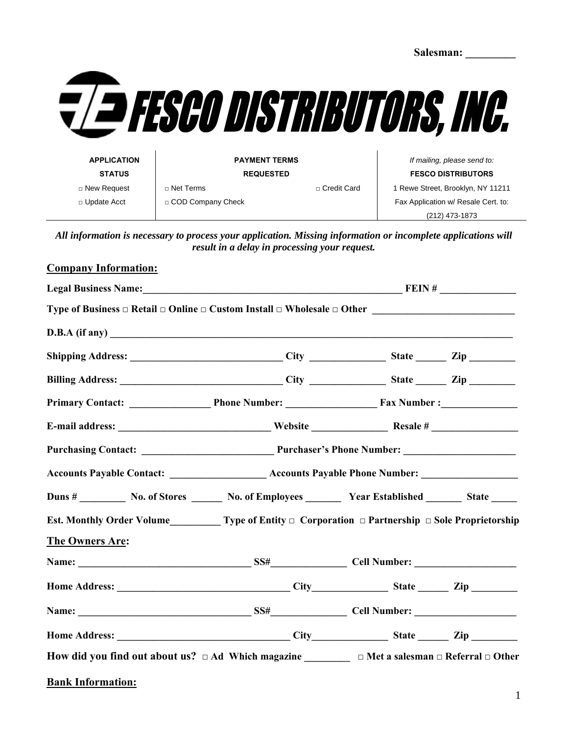**Salesman: _________**

# FESCO DISTRIBUTORS, INC.

| APPLICATION STATUS | PAYMENT TERMS REQUESTED | | *If mailing, please send to:* |
|---|---|---|---|
| □ New Request | □ Net Terms | □ Credit Card | **FESCO DISTRIBUTORS** |
| □ Update Acct | □ COD Company Check | | 1 Rewe Street, Brooklyn, NY 11211 |
| | | | Fax Application w/ Resale Cert. to: |
| | | | (212) 473-1873 |

***All information is necessary to process your application. Missing information or incomplete applications will result in a delay in processing your request.***

## Company Information:

**Legal Business Name:**______________________________________________________ **FEIN #** _______________

**Type of Business** □ **Retail** □ **Online** □ **Custom Install** □ **Wholesale** □ **Other** ____________________________

**D.B.A (if any)** ________________________________________________________________________________

**Shipping Address:** ______________________________ **City** _______________ **State** ______ **Zip** _________

**Billing Address:** ________________________________ **City** _______________ **State** ______ **Zip** _________

**Primary Contact:** ________________ **Phone Number:** __________________ **Fax Number :**_______________

**E-mail address:** ______________________________ **Website** _______________ **Resale #** _________________

**Purchasing Contact:** __________________________ **Purchaser's Phone Number:** ______________________

**Accounts Payable Contact:** ___________________ **Accounts Payable Phone Number:** ___________________

**Duns #** _________ **No. of Stores** ______ **No. of Employees** _______ **Year Established** _______ **State** _____

**Est. Monthly Order Volume**__________ **Type of Entity** □ **Corporation** □ **Partnership** □ **Sole Proprietorship**

## The Owners Are:

**Name:** __________________________________ **SS#**_______________ **Cell Number:** ____________________

**Home Address:** __________________________________ **City**_______________ **State** ______ **Zip** _________

**Name:** __________________________________ **SS#**_______________ **Cell Number:** ____________________

**Home Address:** __________________________________ **City**_______________ **State** ______ **Zip** _________

**How did you find out about us?** □ **Ad Which magazine** _________ □ **Met a salesman** □ **Referral** □ **Other**

## Bank Information: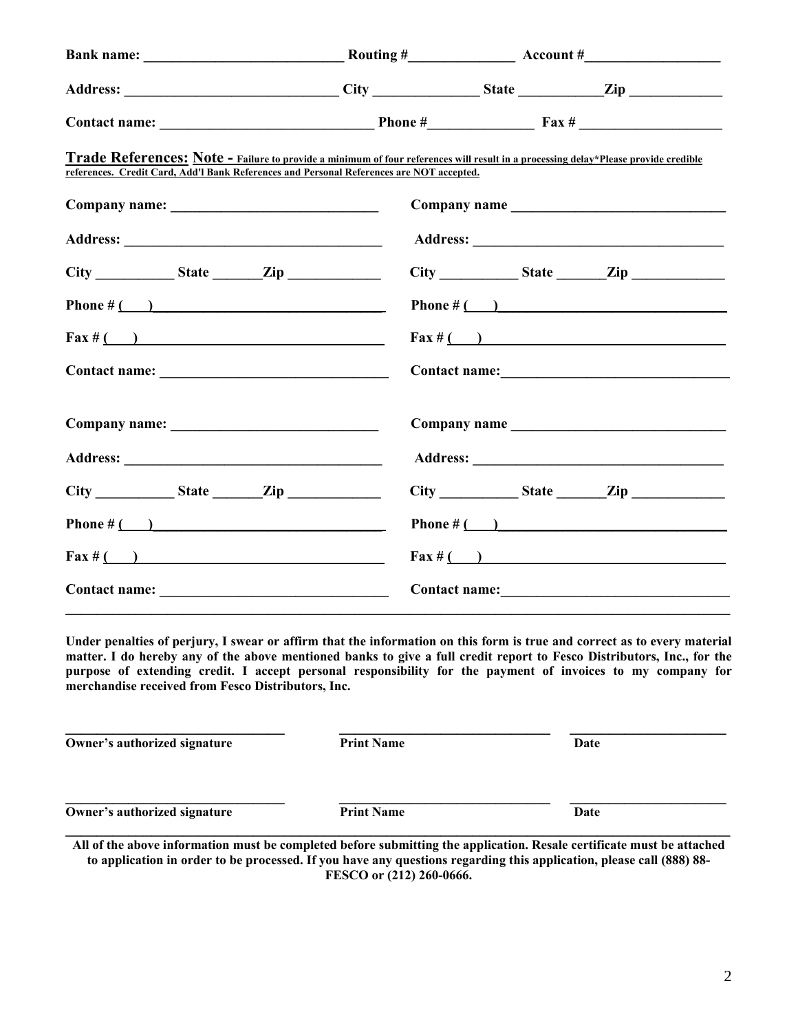**Bank name: ____________________________ Routing #______________ Account #___________________**

**Address: ______________________________ City ______________ State ___________Zip _____________**

**Contact name: ______________________________ Phone #______________ Fax # ____________________**

**Trade References: Note -** **Failure to provide a minimum of four references will result in a processing delay*Please provide credible references. Credit Card, Add'l Bank References and Personal References are NOT accepted.**

**Company name: ____________________________**

**Address: ____________________________________**

**City ___________ State _______Zip _____________**

**Phone # (    )________________________________**

**Fax # (    )________________________________**

**Contact name: _______________________________**

**Company name ____________________________**

**Address: ____________________________________**

**City ___________ State _______Zip _____________**

**Phone # (    )________________________________**

**Fax # (    )________________________________**

**Contact name: _______________________________**

**Company name: ____________________________**

**Address: ____________________________________**

**City ___________ State _______Zip _____________**

**Phone # (    )________________________________**

**Fax # (    )________________________________**

**Contact name: _______________________________**

**Company name ____________________________**

**Address: ____________________________________**

**City ___________ State _______Zip _____________**

**Phone # (    )________________________________**

**Fax # (    )________________________________**

**Contact name: _______________________________**

**Under penalties of perjury, I swear or affirm that the information on this form is true and correct as to every material matter. I do hereby any of the above mentioned banks to give a full credit report to Fesco Distributors, Inc., for the purpose of extending credit. I accept personal responsibility for the payment of invoices to my company for merchandise received from Fesco Distributors, Inc.**

| ________________________________ | ________________________________ | ________________________ |
|---|---|---|
| **Owner's authorized signature** | **Print Name** | **Date** |
| ________________________________ | ________________________________ | ________________________ |
| **Owner's authorized signature** | **Print Name** | **Date** |

**All of the above information must be completed before submitting the application. Resale certificate must be attached to application in order to be processed. If you have any questions regarding this application, please call (888) 88-FESCO or (212) 260-0666.**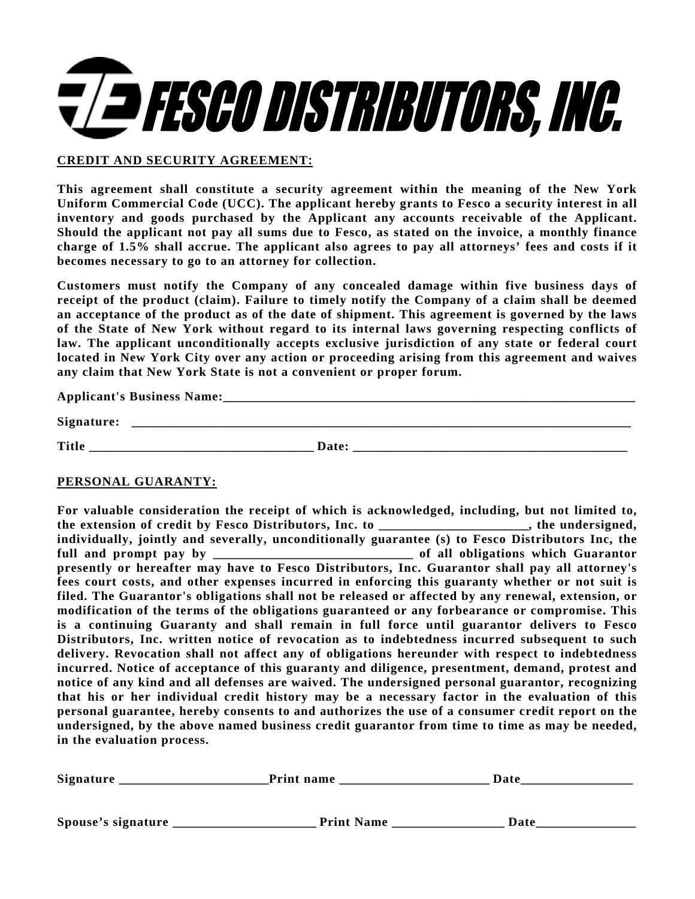// FESCO DISTRIBUTORS, INC.

**CREDIT AND SECURITY AGREEMENT:**

**This agreement shall constitute a security agreement within the meaning of the New York Uniform Commercial Code (UCC). The applicant hereby grants to Fesco a security interest in all inventory and goods purchased by the Applicant any accounts receivable of the Applicant. Should the applicant not pay all sums due to Fesco, as stated on the invoice, a monthly finance charge of 1.5% shall accrue. The applicant also agrees to pay all attorneys' fees and costs if it becomes necessary to go to an attorney for collection.**

**Customers must notify the Company of any concealed damage within five business days of receipt of the product (claim). Failure to timely notify the Company of a claim shall be deemed an acceptance of the product as of the date of shipment. This agreement is governed by the laws of the State of New York without regard to its internal laws governing respecting conflicts of law. The applicant unconditionally accepts exclusive jurisdiction of any state or federal court located in New York City over any action or proceeding arising from this agreement and waives any claim that New York State is not a convenient or proper forum.**

**Applicant's Business Name:**___________________________________________________________________

**Signature:** ___________________________________________________________________________

**Title** _________________________________ **Date:** __________________________________________

**PERSONAL GUARANTY:**

**For valuable consideration the receipt of which is acknowledged, including, but not limited to, the extension of credit by Fesco Distributors, Inc. to ______________________, the undersigned, individually, jointly and severally, unconditionally guarantee (s) to Fesco Distributors Inc, the full and prompt pay by _____________________________ of all obligations which Guarantor presently or hereafter may have to Fesco Distributors, Inc. Guarantor shall pay all attorney's fees court costs, and other expenses incurred in enforcing this guaranty whether or not suit is filed. The Guarantor's obligations shall not be released or affected by any renewal, extension, or modification of the terms of the obligations guaranteed or any forbearance or compromise. This is a continuing Guaranty and shall remain in full force until guarantor delivers to Fesco Distributors, Inc. written notice of revocation as to indebtedness incurred subsequent to such delivery. Revocation shall not affect any of obligations hereunder with respect to indebtedness incurred. Notice of acceptance of this guaranty and diligence, presentment, demand, protest and notice of any kind and all defenses are waived. The undersigned personal guarantor, recognizing that his or her individual credit history may be a necessary factor in the evaluation of this personal guarantee, hereby consents to and authorizes the use of a consumer credit report on the undersigned, by the above named business credit guarantor from time to time as may be needed, in the evaluation process.**

**Signature** ______________________**Print name** ______________________ **Date**________________

**Spouse's signature** _____________________ **Print Name** ________________ **Date**_______________